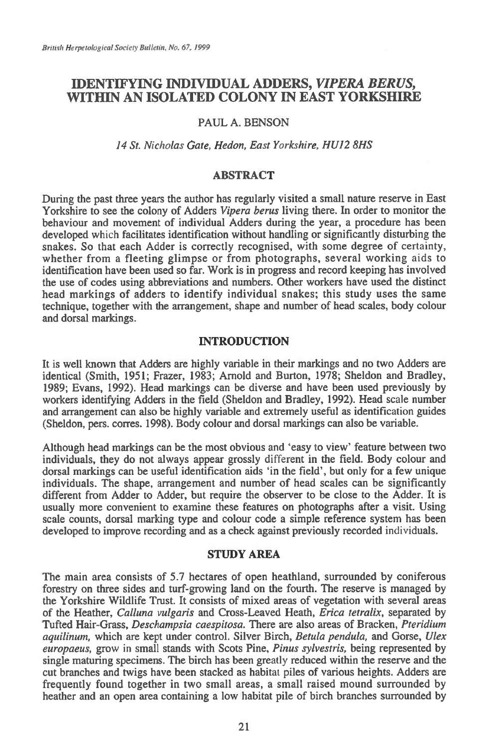# IDENTIFYING INDIVIDUAL ADDERS, *VIPERA BERUS*, WITHIN AN ISOLATED COLONY IN EAST YORKSHIRE

PAUL A. BENSON

*14 St. Nicholas Gate, Hedon, East Yorkshire, HU12 8HS*

## ABSTRACT

During the past three years the author has regularly visited a small nature reserve in East Yorkshire to see the colony of Adders *Vipera berus* living there. In order to monitor the behaviour and movement of individual Adders during the year, a procedure has been developed which facilitates identification without handling or significantly disturbing the snakes. So that each Adder is correctly recognised, with some degree of certainty, whether from a fleeting glimpse or from photographs, several working aids to identification have been used so far. Work is in progress and record keeping has involved the use of codes using abbreviations and numbers. Other workers have used the distinct head markings of adders to identify individual snakes; this study uses the same technique, together with the arrangement, shape and number of head scales, body colour and dorsal markings.

## INTRODUCTION

It is well known that Adders are highly variable in their markings and no two Adders are identical (Smith, 1951; Frazer, 1983; Arnold and Burton, 1978; Sheldon and Bradley, 1989; Evans, 1992). Head markings can be diverse and have been used previously by workers identifying Adders in the field (Sheldon and Bradley, 1992). Head scale number and arrangement can also be highly variable and extremely useful as identification guides (Sheldon, pers. corres. 1998). Body colour and dorsal markings can also be variable.

Although head markings can be the most obvious and 'easy to view' feature between two individuals, they do not always appear grossly different in the field. Body colour and dorsal markings can be useful identification aids 'in the field', but only for a few unique individuals. The shape, arrangement and number of head scales can be significantly different from Adder to Adder, but require the observer to be close to the Adder. It is usually more convenient to examine these features on photographs after a visit. Using scale counts, dorsal marking type and colour code a simple reference system has been developed to improve recording and as a check against previously recorded individuals.

## STUDY AREA

The main area consists of 5.7 hectares of open heathland, surrounded by coniferous forestry on three sides and turf-growing land on the fourth. The reserve is managed by the Yorkshire Wildlife Trust. It consists of mixed areas of vegetation with several areas of the Heather, *Calluna vulgaris* and Cross-Leaved Heath, *Erica tetralix*, separated by Tufted Hair-Grass, *Deschampsia caespitosa*. There are also areas of Bracken, *Pteridium aquilinum*, which are kept under control. Silver Birch, *Betula pendula*, and Gorse, *Ulex europaeus*, grow in small stands with Scots Pine, *Pinus sylvestris*, being represented by single maturing specimens. The birch has been greatly reduced within the reserve and the cut branches and twigs have been stacked as habitat piles of various heights. Adders are frequently found together in two small areas, a small raised mound surrounded by heather and an open area containing a low habitat pile of birch branches surrounded by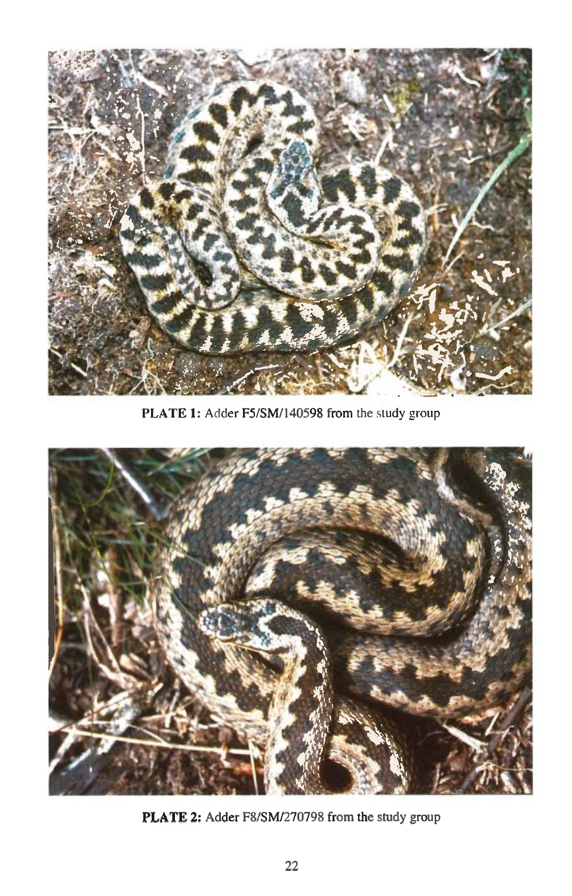**PLATE 1:** Adder F5/SM/140598 from the study group

**PLATE 2:** Adder F8/SM/270798 from the study group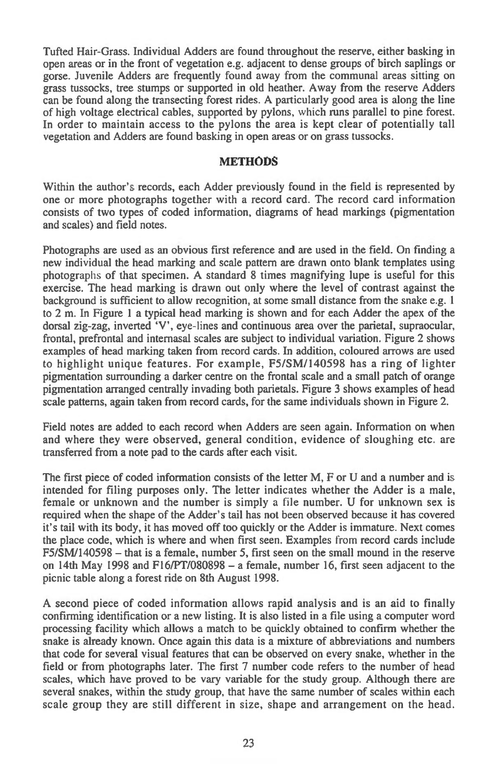Tufted Hair-Grass. Individual Adders are found throughout the reserve, either basking in open areas or in the front of vegetation e.g. adjacent to dense groups of birch saplings or gorse. Juvenile Adders are frequently found away from the communal areas sitting on grass tussocks, tree stumps or supported in old heather. Away from the reserve Adders can be found along the transecting forest rides. A particularly good area is along the line of high voltage electrical cables, supported by pylons, which runs parallel to pine forest. In order to maintain access to the pylons the area is kept clear of potentially tall vegetation and Adders are found basking in open areas or on grass tussocks.

## METHODS

Within the author's records, each Adder previously found in the field is represented by one or more photographs together with a record card. The record card information consists of two types of coded information, diagrams of head markings (pigmentation and scales) and field notes.

Photographs are used as an obvious first reference and are used in the field. On finding a new individual the head marking and scale pattern are drawn onto blank templates using photographs of that specimen. A standard 8 times magnifying lupe is useful for this exercise. The head marking is drawn out only where the level of contrast against the background is sufficient to allow recognition, at some small distance from the snake e.g. 1 to 2 m. In Figure 1 a typical head marking is shown and for each Adder the apex of the dorsal zig-zag, inverted 'V', eye-lines and continuous area over the parietal, supraocular, frontal, prefrontal and internasal scales are subject to individual variation. Figure 2 shows examples of head marking taken from record cards. In addition, coloured arrows are used to highlight unique features. For example, F5/SM/140598 has a ring of lighter pigmentation surrounding a darker centre on the frontal scale and a small patch of orange pigmentation arranged centrally invading both parietals. Figure 3 shows examples of head scale patterns, again taken from record cards, for the same individuals shown in Figure 2.

Field notes are added to each record when Adders are seen again. Information on when and where they were observed, general condition, evidence of sloughing etc. are transferred from a note pad to the cards after each visit.

The first piece of coded information consists of the letter M, F or U and a number and is intended for filing purposes only. The letter indicates whether the Adder is a male, female or unknown and the number is simply a file number. U for unknown sex is required when the shape of the Adder's tail has not been observed because it has covered it's tail with its body, it has moved off too quickly or the Adder is immature. Next comes the place code, which is where and when first seen. Examples from record cards include F5/SM/140598 – that is a female, number 5, first seen on the small mound in the reserve on 14th May 1998 and F16/PT/080898 – a female, number 16, first seen adjacent to the picnic table along a forest ride on 8th August 1998.

A second piece of coded information allows rapid analysis and is an aid to finally confirming identification or a new listing. It is also listed in a file using a computer word processing facility which allows a match to be quickly obtained to confirm whether the snake is already known. Once again this data is a mixture of abbreviations and numbers that code for several visual features that can be observed on every snake, whether in the field or from photographs later. The first 7 number code refers to the number of head scales, which have proved to be vary variable for the study group. Although there are several snakes, within the study group, that have the same number of scales within each scale group they are still different in size, shape and arrangement on the head.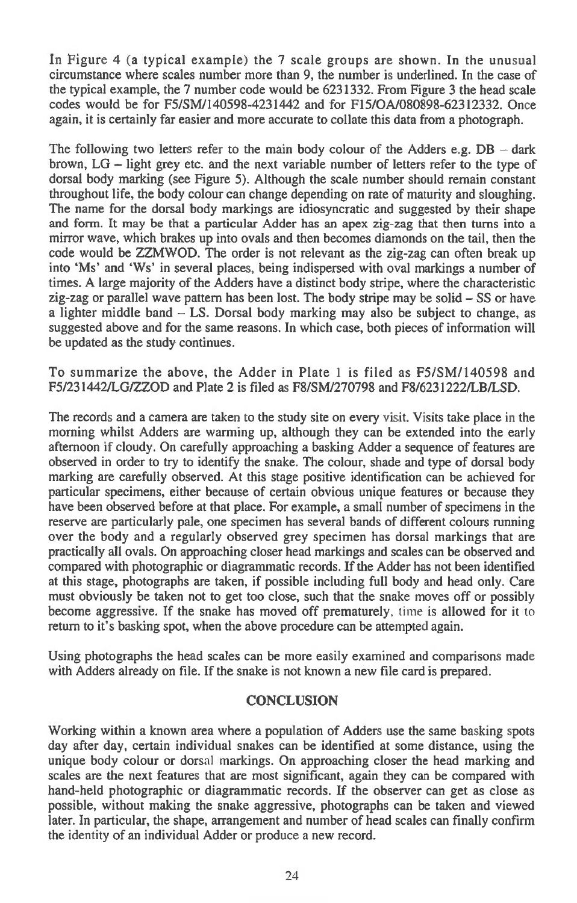In Figure 4 (a typical example) the 7 scale groups are shown. In the unusual circumstance where scales number more than 9, the number is underlined. In the case of the typical example, the 7 number code would be 6231332. From Figure 3 the head scale codes would be for F5/SM/140598-4231442 and for F15/OA/080898-62312332. Once again, it is certainly far easier and more accurate to collate this data from a photograph.

The following two letters refer to the main body colour of the Adders e.g. DB – dark brown, LG – light grey etc. and the next variable number of letters refer to the type of dorsal body marking (see Figure 5). Although the scale number should remain constant throughout life, the body colour can change depending on rate of maturity and sloughing. The name for the dorsal body markings are idiosyncratic and suggested by their shape and form. It may be that a particular Adder has an apex zig-zag that then turns into a mirror wave, which brakes up into ovals and then becomes diamonds on the tail, then the code would be ZZMWOD. The order is not relevant as the zig-zag can often break up into 'Ms' and 'Ws' in several places, being indispersed with oval markings a number of times. A large majority of the Adders have a distinct body stripe, where the characteristic zig-zag or parallel wave pattern has been lost. The body stripe may be solid – SS or have a lighter middle band – LS. Dorsal body marking may also be subject to change, as suggested above and for the same reasons. In which case, both pieces of information will be updated as the study continues.

To summarize the above, the Adder in Plate 1 is filed as F5/SM/140598 and F5/231442/LG/ZZOD and Plate 2 is filed as F8/SM/270798 and F8/6231222/LB/LSD.

The records and a camera are taken to the study site on every visit. Visits take place in the morning whilst Adders are warming up, although they can be extended into the early afternoon if cloudy. On carefully approaching a basking Adder a sequence of features are observed in order to try to identify the snake. The colour, shade and type of dorsal body marking are carefully observed. At this stage positive identification can be achieved for particular specimens, either because of certain obvious unique features or because they have been observed before at that place. For example, a small number of specimens in the reserve are particularly pale, one specimen has several bands of different colours running over the body and a regularly observed grey specimen has dorsal markings that are practically all ovals. On approaching closer head markings and scales can be observed and compared with photographic or diagrammatic records. If the Adder has not been identified at this stage, photographs are taken, if possible including full body and head only. Care must obviously be taken not to get too close, such that the snake moves off or possibly become aggressive. If the snake has moved off prematurely, time is allowed for it to return to it's basking spot, when the above procedure can be attempted again.

Using photographs the head scales can be more easily examined and comparisons made with Adders already on file. If the snake is not known a new file card is prepared.

## CONCLUSION

Working within a known area where a population of Adders use the same basking spots day after day, certain individual snakes can be identified at some distance, using the unique body colour or dorsal markings. On approaching closer the head marking and scales are the next features that are most significant, again they can be compared with hand-held photographic or diagrammatic records. If the observer can get as close as possible, without making the snake aggressive, photographs can be taken and viewed later. In particular, the shape, arrangement and number of head scales can finally confirm the identity of an individual Adder or produce a new record.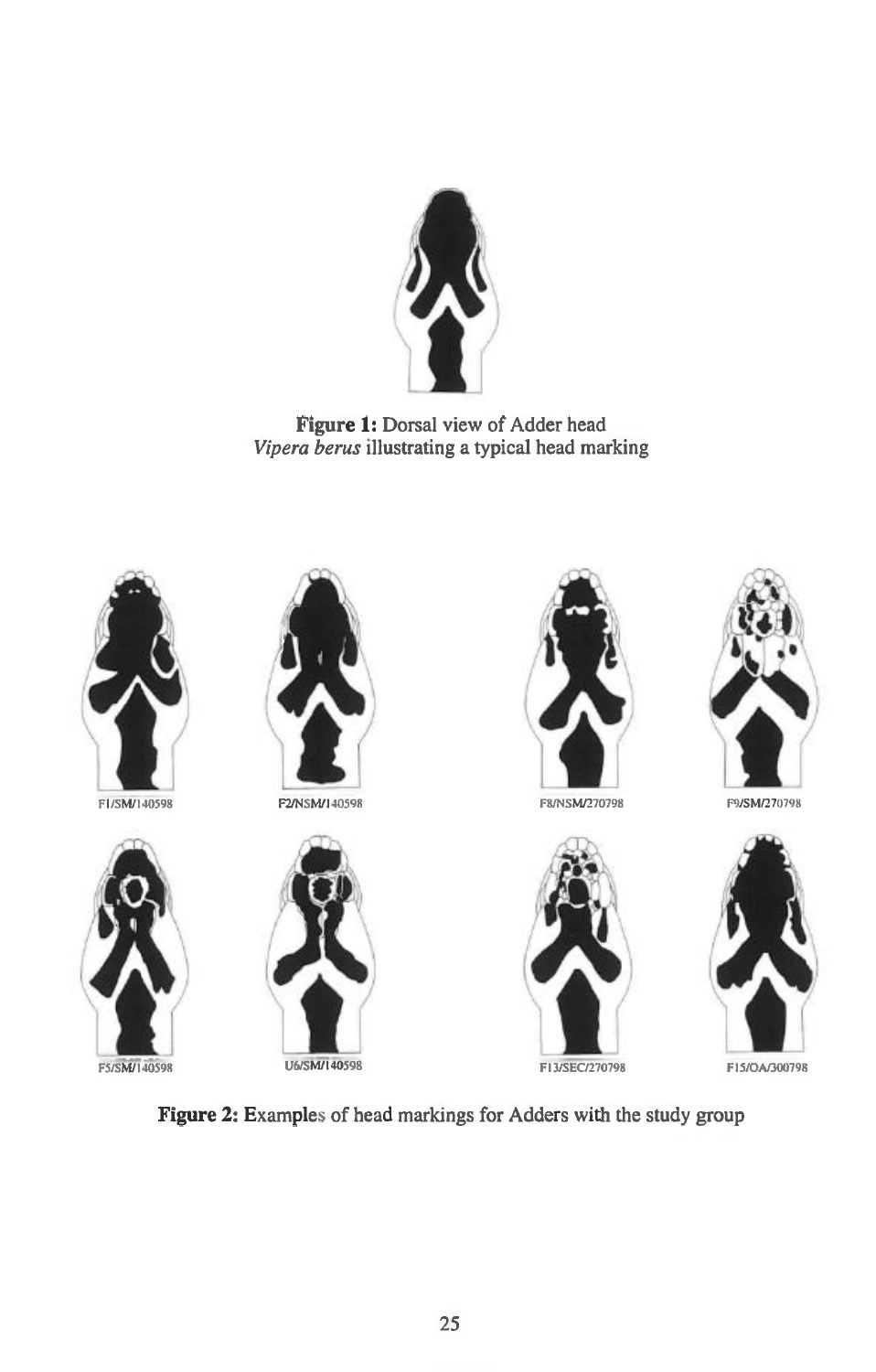**Figure 1:** Dorsal view of Adder head *Vipera berus* illustrating a typical head marking

F1/SM/140598

F2/NSM/140598

F8/NSM/270798

F9/SM/270798

F5/SM/140598

U6/SM/140598

F13/SEC/270798

F15/OA/300798

**Figure 2:** Examples of head markings for Adders with the study group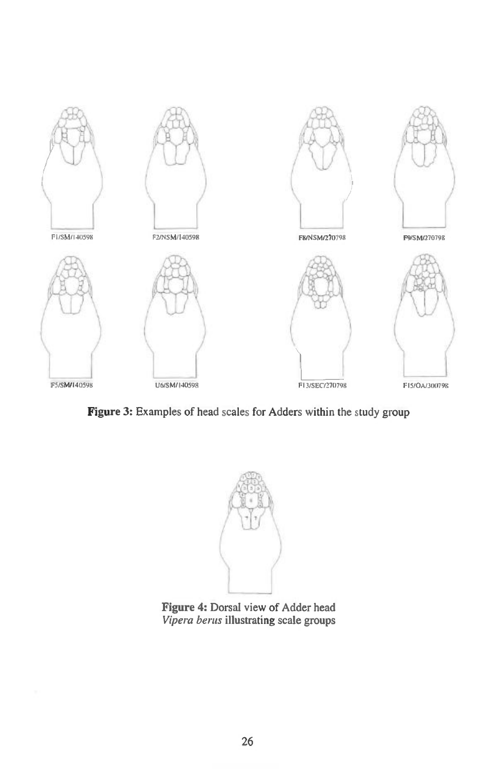F1/SM/140598 F2/NSM/140598 F8/NSM/270798 F9/SM/270798

F5/SM/140598 U6/SM/140598 F13/SEC/270798 F15/OA/300798

**Figure 3:** Examples of head scales for Adders within the study group

**Figure 4:** Dorsal view of Adder head *Vipera berus* illustrating scale groups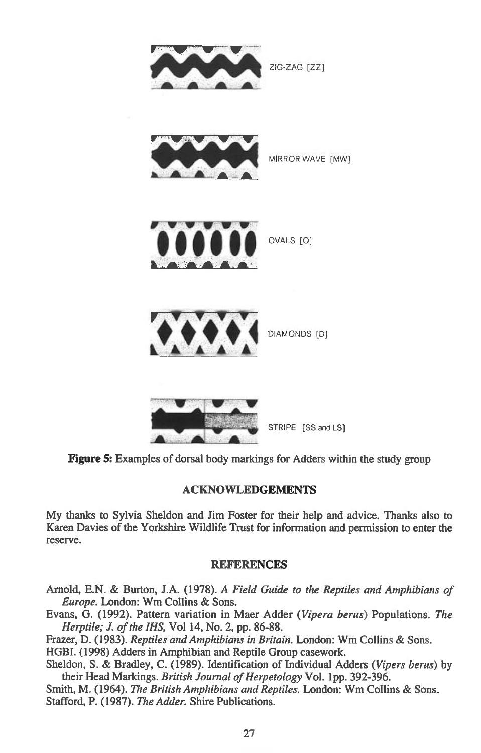ZIG-ZAG [ZZ]

MIRROR WAVE [MW]

OVALS [O]

DIAMONDS [D]

STRIPE [SS and LS]

**Figure 5:** Examples of dorsal body markings for Adders within the study group

## ACKNOWLEDGEMENTS

My thanks to Sylvia Sheldon and Jim Foster for their help and advice. Thanks also to Karen Davies of the Yorkshire Wildlife Trust for information and permission to enter the reserve.

## REFERENCES

Arnold, E.N. & Burton, J.A. (1978). *A Field Guide to the Reptiles and Amphibians of Europe*. London: Wm Collins & Sons.

Evans, G. (1992). Pattern variation in Maer Adder (*Vipera berus*) Populations. *The Herptile; J. of the IHS*, Vol 14, No. 2, pp. 86-88.

Frazer, D. (1983). *Reptiles and Amphibians in Britain*. London: Wm Collins & Sons.

HGBI. (1998) Adders in Amphibian and Reptile Group casework.

Sheldon, S. & Bradley, C. (1989). Identification of Individual Adders (*Vipers berus*) by their Head Markings. *British Journal of Herpetology* Vol. 1pp. 392-396.

Smith, M. (1964). *The British Amphibians and Reptiles*. London: Wm Collins & Sons.

Stafford, P. (1987). *The Adder*. Shire Publications.